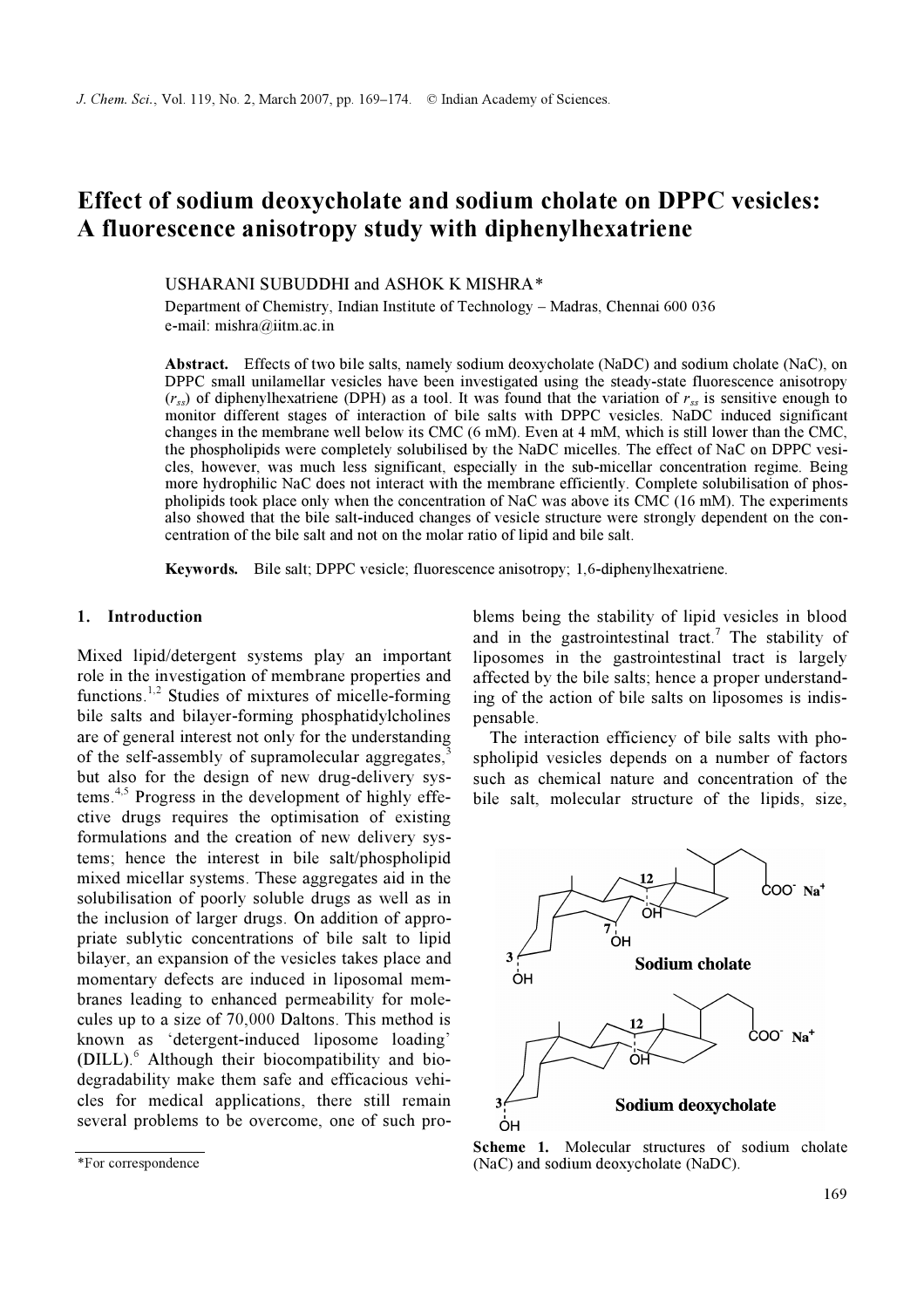# Effect of sodium deoxycholate and sodium cholate on DPPC vesicles: A fluorescence anisotropy study with diphenylhexatriene

USHARANI SUBUDDHI and ASHOK K MISHRA*

Department of Chemistry, Indian Institute of Technology – Madras, Chennai 600 036
e-mail: mishra@iitm.ac.in

**Abstract.** Effects of two bile salts, namely sodium deoxycholate (NaDC) and sodium cholate (NaC), on DPPC small unilamellar vesicles have been investigated using the steady-state fluorescence anisotropy ($r_{ss}$) of diphenylhexatriene (DPH) as a tool. It was found that the variation of $r_{ss}$ is sensitive enough to monitor different stages of interaction of bile salts with DPPC vesicles. NaDC induced significant changes in the membrane well below its CMC (6 mM). Even at 4 mM, which is still lower than the CMC, the phospholipids were completely solubilised by the NaDC micelles. The effect of NaC on DPPC vesicles, however, was much less significant, especially in the sub-micellar concentration regime. Being more hydrophilic NaC does not interact with the membrane efficiently. Complete solubilisation of phospholipids took place only when the concentration of NaC was above its CMC (16 mM). The experiments also showed that the bile salt-induced changes of vesicle structure were strongly dependent on the concentration of the bile salt and not on the molar ratio of lipid and bile salt.

**Keywords.** Bile salt; DPPC vesicle; fluorescence anisotropy; 1,6-diphenylhexatriene.

## 1. Introduction

Mixed lipid/detergent systems play an important role in the investigation of membrane properties and functions.[1,2] Studies of mixtures of micelle-forming bile salts and bilayer-forming phosphatidylcholines are of general interest not only for the understanding of the self-assembly of supramolecular aggregates,[3] but also for the design of new drug-delivery systems.[4,5] Progress in the development of highly effective drugs requires the optimisation of existing formulations and the creation of new delivery systems; hence the interest in bile salt/phospholipid mixed micellar systems. These aggregates aid in the solubilisation of poorly soluble drugs as well as in the inclusion of larger drugs. On addition of appropriate sublytic concentrations of bile salt to lipid bilayer, an expansion of the vesicles takes place and momentary defects are induced in liposomal membranes leading to enhanced permeability for molecules up to a size of 70,000 Daltons. This method is known as 'detergent-induced liposome loading' (DILL).[6] Although their biocompatibility and biodegradability make them safe and efficacious vehicles for medical applications, there still remain several problems to be overcome, one of such problems being the stability of lipid vesicles in blood and in the gastrointestinal tract.[7] The stability of liposomes in the gastrointestinal tract is largely affected by the bile salts; hence a proper understanding of the action of bile salts on liposomes is indispensable.

The interaction efficiency of bile salts with phospholipid vesicles depends on a number of factors such as chemical nature and concentration of the bile salt, molecular structure of the lipids, size,

Scheme 1. Molecular structures of sodium cholate (NaC) and sodium deoxycholate (NaDC).

*For correspondence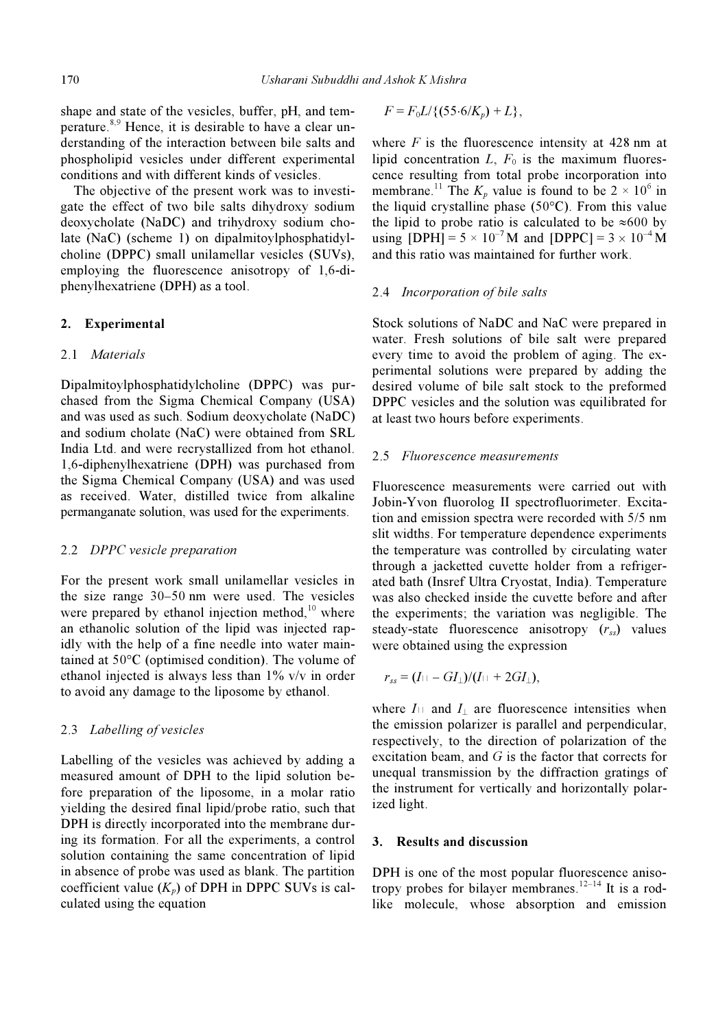shape and state of the vesicles, buffer, pH, and temperature.[8,9] Hence, it is desirable to have a clear understanding of the interaction between bile salts and phospholipid vesicles under different experimental conditions and with different kinds of vesicles.

The objective of the present work was to investigate the effect of two bile salts dihydroxy sodium deoxycholate (NaDC) and trihydroxy sodium cholate (NaC) (scheme 1) on dipalmitoylphosphatidylcholine (DPPC) small unilamellar vesicles (SUVs), employing the fluorescence anisotropy of 1,6-diphenylhexatriene (DPH) as a tool.

## 2. Experimental

### 2.1 *Materials*

Dipalmitoylphosphatidylcholine (DPPC) was purchased from the Sigma Chemical Company (USA) and was used as such. Sodium deoxycholate (NaDC) and sodium cholate (NaC) were obtained from SRL India Ltd. and were recrystallized from hot ethanol. 1,6-diphenylhexatriene (DPH) was purchased from the Sigma Chemical Company (USA) and was used as received. Water, distilled twice from alkaline permanganate solution, was used for the experiments.

### 2.2 *DPPC vesicle preparation*

For the present work small unilamellar vesicles in the size range 30–50 nm were used. The vesicles were prepared by ethanol injection method,[10] where an ethanolic solution of the lipid was injected rapidly with the help of a fine needle into water maintained at 50°C (optimised condition). The volume of ethanol injected is always less than 1% v/v in order to avoid any damage to the liposome by ethanol.

### 2.3 *Labelling of vesicles*

Labelling of the vesicles was achieved by adding a measured amount of DPH to the lipid solution before preparation of the liposome, in a molar ratio yielding the desired final lipid/probe ratio, such that DPH is directly incorporated into the membrane during its formation. For all the experiments, a control solution containing the same concentration of lipid in absence of probe was used as blank. The partition coefficient value ($K_p$) of DPH in DPPC SUVs is calculated using the equation

$$F = F_0 L/\{(55 \cdot 6/K_p) + L\},$$

where $F$ is the fluorescence intensity at 428 nm at lipid concentration $L$, $F_0$ is the maximum fluorescence resulting from total probe incorporation into membrane.[11] The $K_p$ value is found to be $2 \times 10^6$ in the liquid crystalline phase (50°C). From this value the lipid to probe ratio is calculated to be ≈600 by using $[\text{DPH}] = 5 \times 10^{-7}$ M and $[\text{DPPC}] = 3 \times 10^{-4}$ M and this ratio was maintained for further work.

### 2.4 *Incorporation of bile salts*

Stock solutions of NaDC and NaC were prepared in water. Fresh solutions of bile salt were prepared every time to avoid the problem of aging. The experimental solutions were prepared by adding the desired volume of bile salt stock to the preformed DPPC vesicles and the solution was equilibrated for at least two hours before experiments.

### 2.5 *Fluorescence measurements*

Fluorescence measurements were carried out with Jobin-Yvon fluorolog II spectrofluorimeter. Excitation and emission spectra were recorded with 5/5 nm slit widths. For temperature dependence experiments the temperature was controlled by circulating water through a jacketted cuvette holder from a refrigerated bath (Insref Ultra Cryostat, India). Temperature was also checked inside the cuvette before and after the experiments; the variation was negligible. The steady-state fluorescence anisotropy ($r_{ss}$) values were obtained using the expression

$$r_{ss} = (I_{||} - GI_{\perp})/(I_{||} + 2GI_{\perp}),$$

where $I_{||}$ and $I_{\perp}$ are fluorescence intensities when the emission polarizer is parallel and perpendicular, respectively, to the direction of polarization of the excitation beam, and $G$ is the factor that corrects for unequal transmission by the diffraction gratings of the instrument for vertically and horizontally polarized light.

## 3. Results and discussion

DPH is one of the most popular fluorescence anisotropy probes for bilayer membranes.[12–14] It is a rod-like molecule, whose absorption and emission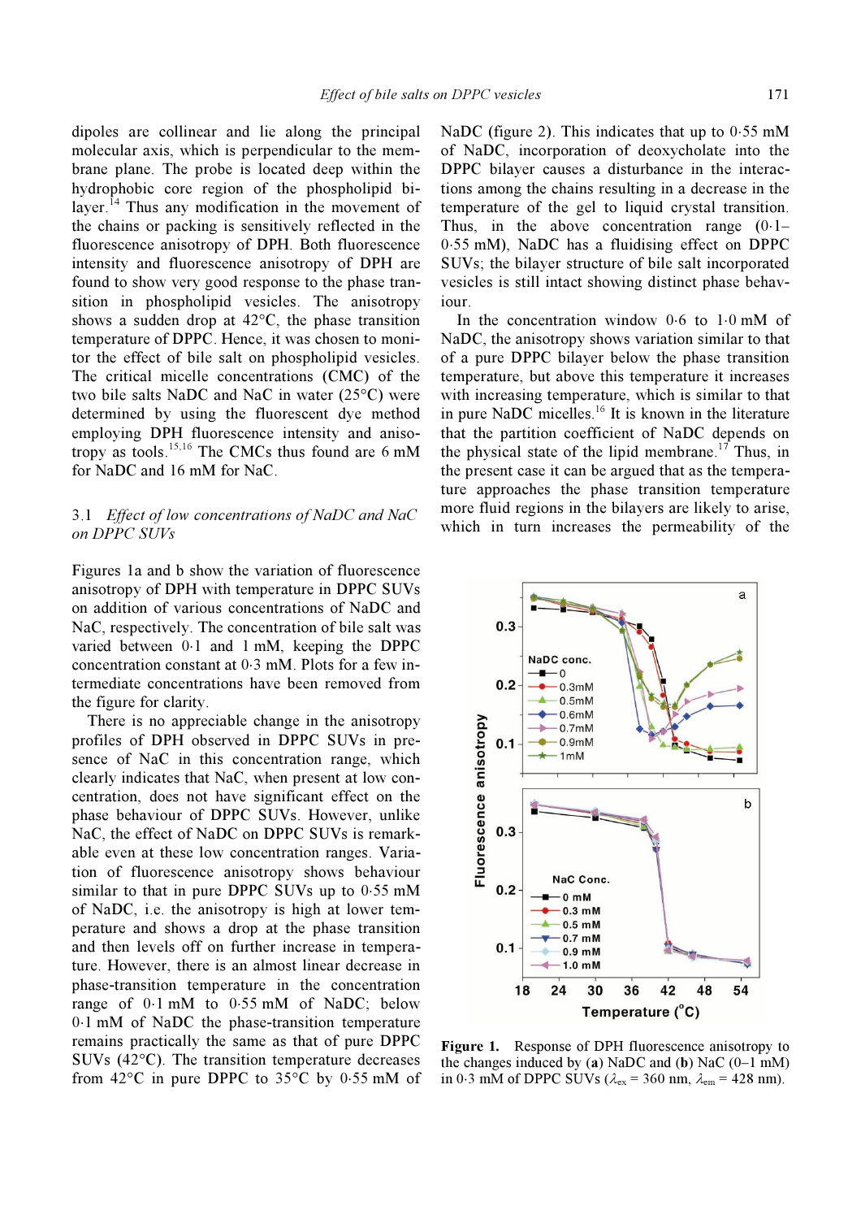dipoles are collinear and lie along the principal molecular axis, which is perpendicular to the membrane plane. The probe is located deep within the hydrophobic core region of the phospholipid bilayer.[14] Thus any modification in the movement of the chains or packing is sensitively reflected in the fluorescence anisotropy of DPH. Both fluorescence intensity and fluorescence anisotropy of DPH are found to show very good response to the phase transition in phospholipid vesicles. The anisotropy shows a sudden drop at 42°C, the phase transition temperature of DPPC. Hence, it was chosen to monitor the effect of bile salt on phospholipid vesicles. The critical micelle concentrations (CMC) of the two bile salts NaDC and NaC in water (25°C) were determined by using the fluorescent dye method employing DPH fluorescence intensity and anisotropy as tools.[15,16] The CMCs thus found are 6 mM for NaDC and 16 mM for NaC.

### 3.1 *Effect of low concentrations of NaDC and NaC on DPPC SUVs*

Figures 1a and b show the variation of fluorescence anisotropy of DPH with temperature in DPPC SUVs on addition of various concentrations of NaDC and NaC, respectively. The concentration of bile salt was varied between 0·1 and 1 mM, keeping the DPPC concentration constant at 0·3 mM. Plots for a few intermediate concentrations have been removed from the figure for clarity.

There is no appreciable change in the anisotropy profiles of DPH observed in DPPC SUVs in presence of NaC in this concentration range, which clearly indicates that NaC, when present at low concentration, does not have significant effect on the phase behaviour of DPPC SUVs. However, unlike NaC, the effect of NaDC on DPPC SUVs is remarkable even at these low concentration ranges. Variation of fluorescence anisotropy shows behaviour similar to that in pure DPPC SUVs up to 0·55 mM of NaDC, i.e. the anisotropy is high at lower temperature and shows a drop at the phase transition and then levels off on further increase in temperature. However, there is an almost linear decrease in phase-transition temperature in the concentration range of 0·1 mM to 0·55 mM of NaDC; below 0·1 mM of NaDC the phase-transition temperature remains practically the same as that of pure DPPC SUVs (42°C). The transition temperature decreases from 42°C in pure DPPC to 35°C by 0·55 mM of NaDC (figure 2). This indicates that up to 0·55 mM of NaDC, incorporation of deoxycholate into the DPPC bilayer causes a disturbance in the interactions among the chains resulting in a decrease in the temperature of the gel to liquid crystal transition. Thus, in the above concentration range (0·1–0·55 mM), NaDC has a fluidising effect on DPPC SUVs; the bilayer structure of bile salt incorporated vesicles is still intact showing distinct phase behaviour.

In the concentration window 0·6 to 1·0 mM of NaDC, the anisotropy shows variation similar to that of a pure DPPC bilayer below the phase transition temperature, but above this temperature it increases with increasing temperature, which is similar to that in pure NaDC micelles.[16] It is known in the literature that the partition coefficient of NaDC depends on the physical state of the lipid membrane.[17] Thus, in the present case it can be argued that as the temperature approaches the phase transition temperature more fluid regions in the bilayers are likely to arise, which in turn increases the permeability of the

**Figure 1.** Response of DPH fluorescence anisotropy to the changes induced by (**a**) NaDC and (**b**) NaC (0–1 mM) in 0·3 mM of DPPC SUVs ($\lambda_{ex}$ = 360 nm, $\lambda_{em}$ = 428 nm).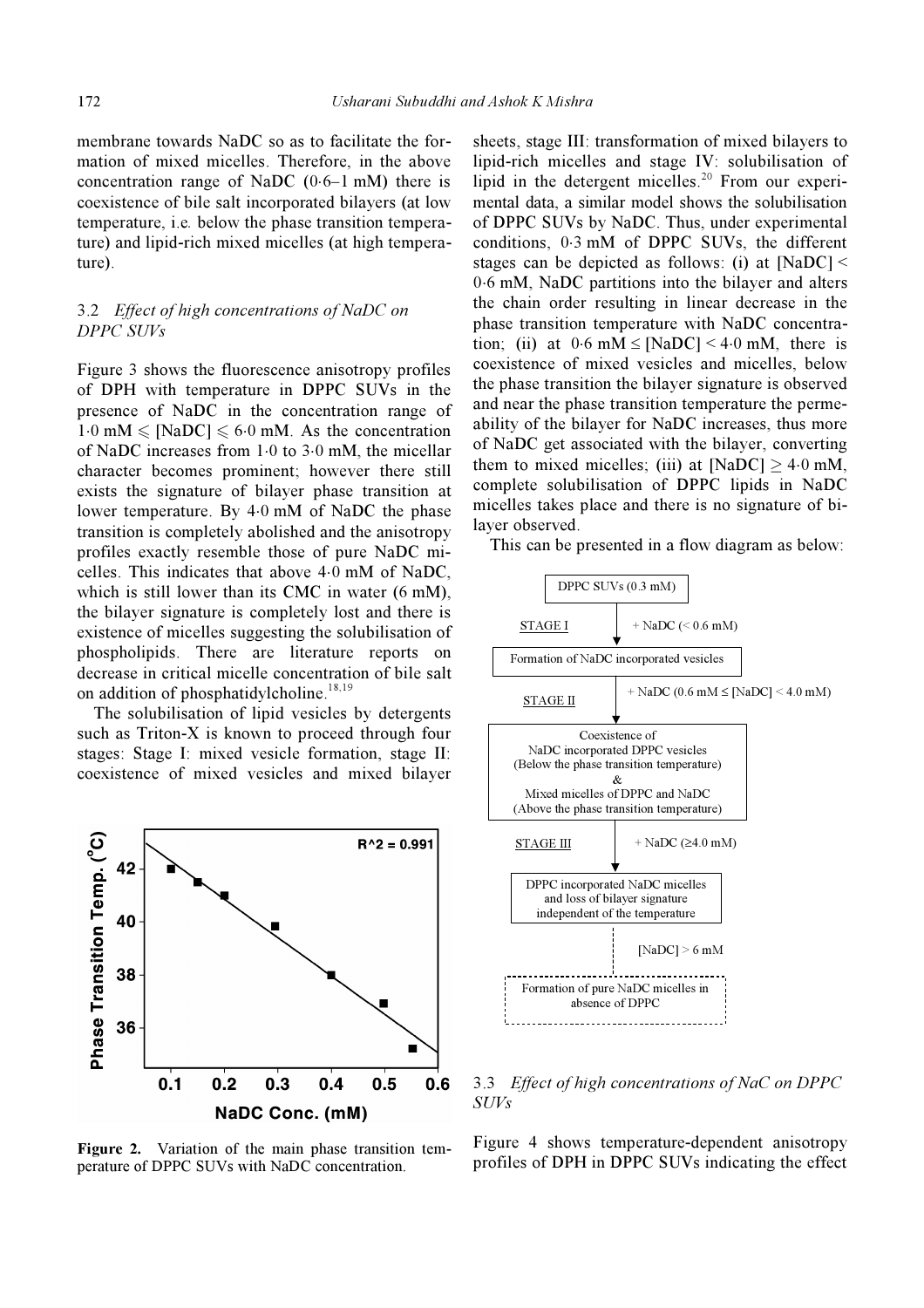membrane towards NaDC so as to facilitate the formation of mixed micelles. Therefore, in the above concentration range of NaDC (0·6–1 mM) there is coexistence of bile salt incorporated bilayers (at low temperature, i.e. below the phase transition temperature) and lipid-rich mixed micelles (at high temperature).

### 3.2 *Effect of high concentrations of NaDC on DPPC SUVs*

Figure 3 shows the fluorescence anisotropy profiles of DPH with temperature in DPPC SUVs in the presence of NaDC in the concentration range of 1·0 mM ⩽ [NaDC] ⩽ 6·0 mM. As the concentration of NaDC increases from 1·0 to 3·0 mM, the micellar character becomes prominent; however there still exists the signature of bilayer phase transition at lower temperature. By 4·0 mM of NaDC the phase transition is completely abolished and the anisotropy profiles exactly resemble those of pure NaDC micelles. This indicates that above 4·0 mM of NaDC, which is still lower than its CMC in water (6 mM), the bilayer signature is completely lost and there is existence of micelles suggesting the solubilisation of phospholipids. There are literature reports on decrease in critical micelle concentration of bile salt on addition of phosphatidylcholine.[18,19]

The solubilisation of lipid vesicles by detergents such as Triton-X is known to proceed through four stages: Stage I: mixed vesicle formation, stage II: coexistence of mixed vesicles and mixed bilayer sheets, stage III: transformation of mixed bilayers to lipid-rich micelles and stage IV: solubilisation of lipid in the detergent micelles.[20] From our experimental data, a similar model shows the solubilisation of DPPC SUVs by NaDC. Thus, under experimental conditions, 0·3 mM of DPPC SUVs, the different stages can be depicted as follows: (i) at [NaDC] < 0·6 mM, NaDC partitions into the bilayer and alters the chain order resulting in linear decrease in the phase transition temperature with NaDC concentration; (ii) at 0·6 mM ≤ [NaDC] < 4·0 mM, there is coexistence of mixed vesicles and micelles, below the phase transition the bilayer signature is observed and near the phase transition temperature the permeability of the bilayer for NaDC increases, thus more of NaDC get associated with the bilayer, converting them to mixed micelles; (iii) at [NaDC] ≥ 4·0 mM, complete solubilisation of DPPC lipids in NaDC micelles takes place and there is no signature of bilayer observed.

This can be presented in a flow diagram as below:

DPPC SUVs (0.3 mM)

↓ STAGE I — + NaDC (< 0.6 mM)

Formation of NaDC incorporated vesicles

↓ STAGE II — + NaDC (0.6 mM ≤ [NaDC] < 4.0 mM)

Coexistence of NaDC incorporated DPPC vesicles (Below the phase transition temperature) & Mixed micelles of DPPC and NaDC (Above the phase transition temperature)

↓ STAGE III — + NaDC (≥4.0 mM)

DPPC incorporated NaDC micelles and loss of bilayer signature independent of the temperature

⋮ [NaDC] > 6 mM

Formation of pure NaDC micelles in absence of DPPC

**Figure 2.** Variation of the main phase transition temperature of DPPC SUVs with NaDC concentration.

### 3.3 *Effect of high concentrations of NaC on DPPC SUVs*

Figure 4 shows temperature-dependent anisotropy profiles of DPH in DPPC SUVs indicating the effect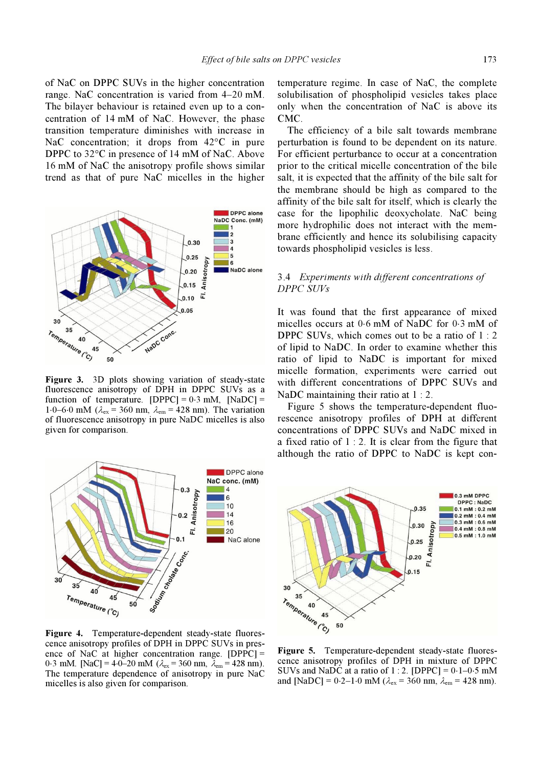of NaC on DPPC SUVs in the higher concentration range. NaC concentration is varied from 4–20 mM. The bilayer behaviour is retained even up to a concentration of 14 mM of NaC. However, the phase transition temperature diminishes with increase in NaC concentration; it drops from 42°C in pure DPPC to 32°C in presence of 14 mM of NaC. Above 16 mM of NaC the anisotropy profile shows similar trend as that of pure NaC micelles in the higher temperature regime. In case of NaC, the complete solubilisation of phospholipid vesicles takes place only when the concentration of NaC is above its CMC.

The efficiency of a bile salt towards membrane perturbation is found to be dependent on its nature. For efficient perturbance to occur at a concentration prior to the critical micelle concentration of the bile salt, it is expected that the affinity of the bile salt for the membrane should be high as compared to the affinity of the bile salt for itself, which is clearly the case for the lipophilic deoxycholate. NaC being more hydrophilic does not interact with the membrane efficiently and hence its solubilising capacity towards phospholipid vesicles is less.

**Figure 3.** 3D plots showing variation of steady-state fluorescence anisotropy of DPH in DPPC SUVs as a function of temperature. [DPPC] = 0·3 mM, [NaDC] = 1·0–6·0 mM ($\lambda_{ex}$ = 360 nm, $\lambda_{em}$ = 428 nm). The variation of fluorescence anisotropy in pure NaDC micelles is also given for comparison.

**Figure 4.** Temperature-dependent steady-state fluorescence anisotropy profiles of DPH in DPPC SUVs in presence of NaC at higher concentration range. [DPPC] = 0·3 mM. [NaC] = 4·0–20 mM ($\lambda_{ex}$ = 360 nm, $\lambda_{em}$ = 428 nm). The temperature dependence of anisotropy in pure NaC micelles is also given for comparison.

### 3.4 *Experiments with different concentrations of DPPC SUVs*

It was found that the first appearance of mixed micelles occurs at 0·6 mM of NaDC for 0·3 mM of DPPC SUVs, which comes out to be a ratio of 1 : 2 of lipid to NaDC. In order to examine whether this ratio of lipid to NaDC is important for mixed micelle formation, experiments were carried out with different concentrations of DPPC SUVs and NaDC maintaining their ratio at 1 : 2.

Figure 5 shows the temperature-dependent fluorescence anisotropy profiles of DPH at different concentrations of DPPC SUVs and NaDC mixed in a fixed ratio of 1 : 2. It is clear from the figure that although the ratio of DPPC to NaDC is kept con-

**Figure 5.** Temperature-dependent steady-state fluorescence anisotropy profiles of DPH in mixture of DPPC SUVs and NaDC at a ratio of 1 : 2. [DPPC] = 0·1–0·5 mM and [NaDC] = 0·2–1·0 mM ($\lambda_{ex}$ = 360 nm, $\lambda_{em}$ = 428 nm).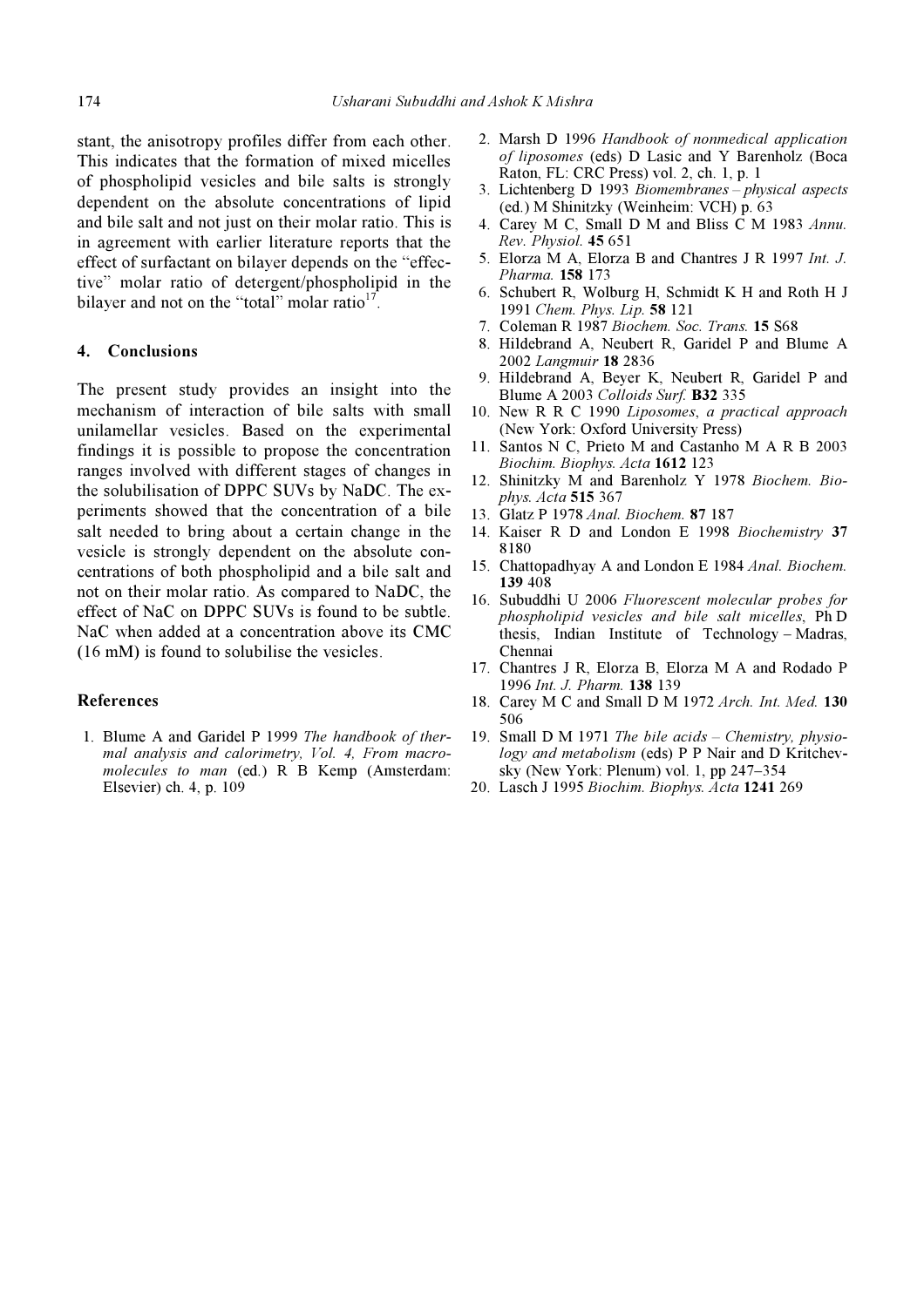stant, the anisotropy profiles differ from each other. This indicates that the formation of mixed micelles of phospholipid vesicles and bile salts is strongly dependent on the absolute concentrations of lipid and bile salt and not just on their molar ratio. This is in agreement with earlier literature reports that the effect of surfactant on bilayer depends on the "effective" molar ratio of detergent/phospholipid in the bilayer and not on the "total" molar ratio[17].

## 4. Conclusions

The present study provides an insight into the mechanism of interaction of bile salts with small unilamellar vesicles. Based on the experimental findings it is possible to propose the concentration ranges involved with different stages of changes in the solubilisation of DPPC SUVs by NaDC. The experiments showed that the concentration of a bile salt needed to bring about a certain change in the vesicle is strongly dependent on the absolute concentrations of both phospholipid and a bile salt and not on their molar ratio. As compared to NaDC, the effect of NaC on DPPC SUVs is found to be subtle. NaC when added at a concentration above its CMC (16 mM) is found to solubilise the vesicles.

## References

1. Blume A and Garidel P 1999 *The handbook of thermal analysis and calorimetry, Vol. 4, From macromolecules to man* (ed.) R B Kemp (Amsterdam: Elsevier) ch. 4, p. 109
2. Marsh D 1996 *Handbook of nonmedical application of liposomes* (eds) D Lasic and Y Barenholz (Boca Raton, FL: CRC Press) vol. 2, ch. 1, p. 1
3. Lichtenberg D 1993 *Biomembranes – physical aspects* (ed.) M Shinitzky (Weinheim: VCH) p. 63
4. Carey M C, Small D M and Bliss C M 1983 *Annu. Rev. Physiol.* **45** 651
5. Elorza M A, Elorza B and Chantres J R 1997 *Int. J. Pharma.* **158** 173
6. Schubert R, Wolburg H, Schmidt K H and Roth H J 1991 *Chem. Phys. Lip.* **58** 121
7. Coleman R 1987 *Biochem. Soc. Trans.* **15** S68
8. Hildebrand A, Neubert R, Garidel P and Blume A 2002 *Langmuir* **18** 2836
9. Hildebrand A, Beyer K, Neubert R, Garidel P and Blume A 2003 *Colloids Surf.* **B32** 335
10. New R R C 1990 *Liposomes, a practical approach* (New York: Oxford University Press)
11. Santos N C, Prieto M and Castanho M A R B 2003 *Biochim. Biophys. Acta* **1612** 123
12. Shinitzky M and Barenholz Y 1978 *Biochem. Biophys. Acta* **515** 367
13. Glatz P 1978 *Anal. Biochem.* **87** 187
14. Kaiser R D and London E 1998 *Biochemistry* **37** 8180
15. Chattopadhyay A and London E 1984 *Anal. Biochem.* **139** 408
16. Subuddhi U 2006 *Fluorescent molecular probes for phospholipid vesicles and bile salt micelles*, Ph D thesis, Indian Institute of Technology – Madras, Chennai
17. Chantres J R, Elorza B, Elorza M A and Rodado P 1996 *Int. J. Pharm.* **138** 139
18. Carey M C and Small D M 1972 *Arch. Int. Med.* **130** 506
19. Small D M 1971 *The bile acids – Chemistry, physiology and metabolism* (eds) P P Nair and D Kritchevsky (New York: Plenum) vol. 1, pp 247–354
20. Lasch J 1995 *Biochim. Biophys. Acta* **1241** 269